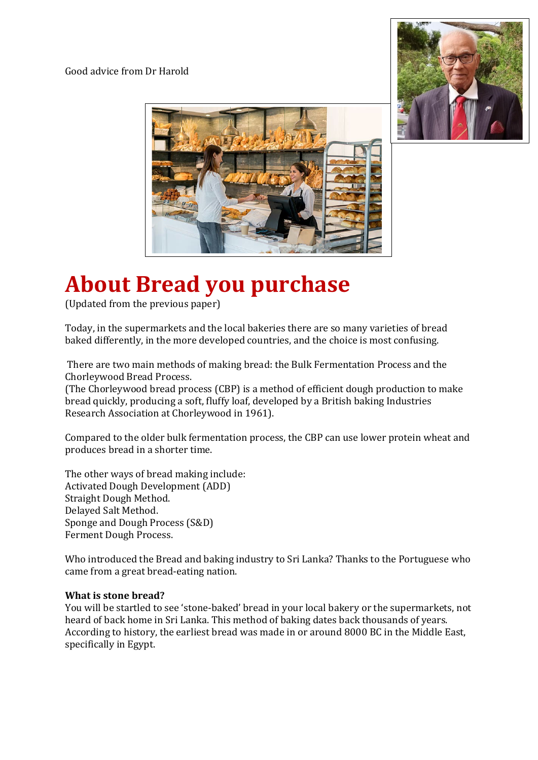Good advice from Dr Harold

# About Bread you purchase

(Updated from the previous paper)

Today, in the supermarkets and the local bakeries there are so many varieties of bread baked differently, in the more developed countries, and the choice is most confusing.

There are two main methods of making bread: the Bulk Fermentation Process and the Chorleywood Bread Process.
(The Chorleywood bread process (CBP) is a method of efficient dough production to make bread quickly, producing a soft, fluffy loaf, developed by a British baking Industries Research Association at Chorleywood in 1961).

Compared to the older bulk fermentation process, the CBP can use lower protein wheat and produces bread in a shorter time.

The other ways of bread making include:
Activated Dough Development (ADD)
Straight Dough Method.
Delayed Salt Method.
Sponge and Dough Process (S&D)
Ferment Dough Process.

Who introduced the Bread and baking industry to Sri Lanka? Thanks to the Portuguese who came from a great bread-eating nation.

**What is stone bread?**
You will be startled to see 'stone-baked' bread in your local bakery or the supermarkets, not heard of back home in Sri Lanka. This method of baking dates back thousands of years. According to history, the earliest bread was made in or around 8000 BC in the Middle East, specifically in Egypt.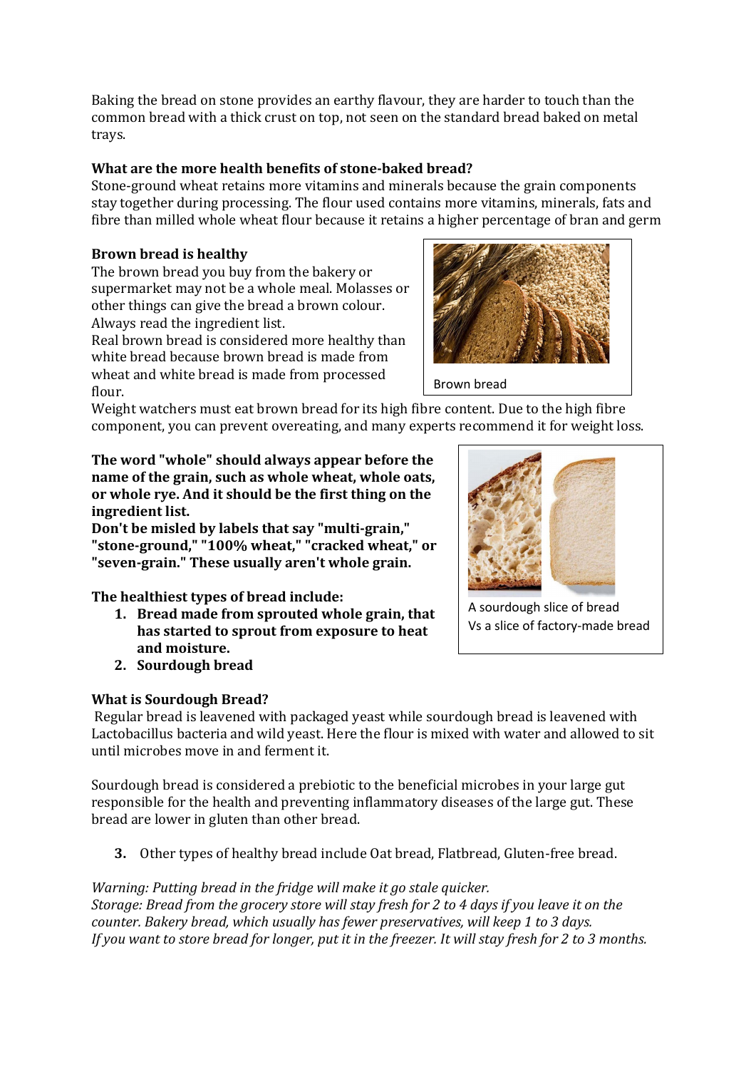Baking the bread on stone provides an earthy flavour, they are harder to touch than the common bread with a thick crust on top, not seen on the standard bread baked on metal trays.

**What are the more health benefits of stone-baked bread?**
Stone-ground wheat retains more vitamins and minerals because the grain components stay together during processing. The flour used contains more vitamins, minerals, fats and fibre than milled whole wheat flour because it retains a higher percentage of bran and germ

**Brown bread is healthy**
The brown bread you buy from the bakery or supermarket may not be a whole meal. Molasses or other things can give the bread a brown colour. Always read the ingredient list.
Real brown bread is considered more healthy than white bread because brown bread is made from wheat and white bread is made from processed flour.

Brown bread

Weight watchers must eat brown bread for its high fibre content. Due to the high fibre component, you can prevent overeating, and many experts recommend it for weight loss.

**The word "whole" should always appear before the name of the grain, such as whole wheat, whole oats, or whole rye. And it should be the first thing on the ingredient list.**
**Don't be misled by labels that say "multi-grain," "stone-ground," "100% wheat," "cracked wheat," or "seven-grain." These usually aren't whole grain.**

**The healthiest types of bread include:**

1. **Bread made from sprouted whole grain, that has started to sprout from exposure to heat and moisture.**
2. **Sourdough bread**

A sourdough slice of bread
Vs a slice of factory-made bread

**What is Sourdough Bread?**
Regular bread is leavened with packaged yeast while sourdough bread is leavened with Lactobacillus bacteria and wild yeast. Here the flour is mixed with water and allowed to sit until microbes move in and ferment it.

Sourdough bread is considered a prebiotic to the beneficial microbes in your large gut responsible for the health and preventing inflammatory diseases of the large gut. These bread are lower in gluten than other bread.

3. Other types of healthy bread include Oat bread, Flatbread, Gluten-free bread.

*Warning: Putting bread in the fridge will make it go stale quicker.*
*Storage: Bread from the grocery store will stay fresh for 2 to 4 days if you leave it on the counter. Bakery bread, which usually has fewer preservatives, will keep 1 to 3 days.*
*If you want to store bread for longer, put it in the freezer. It will stay fresh for 2 to 3 months.*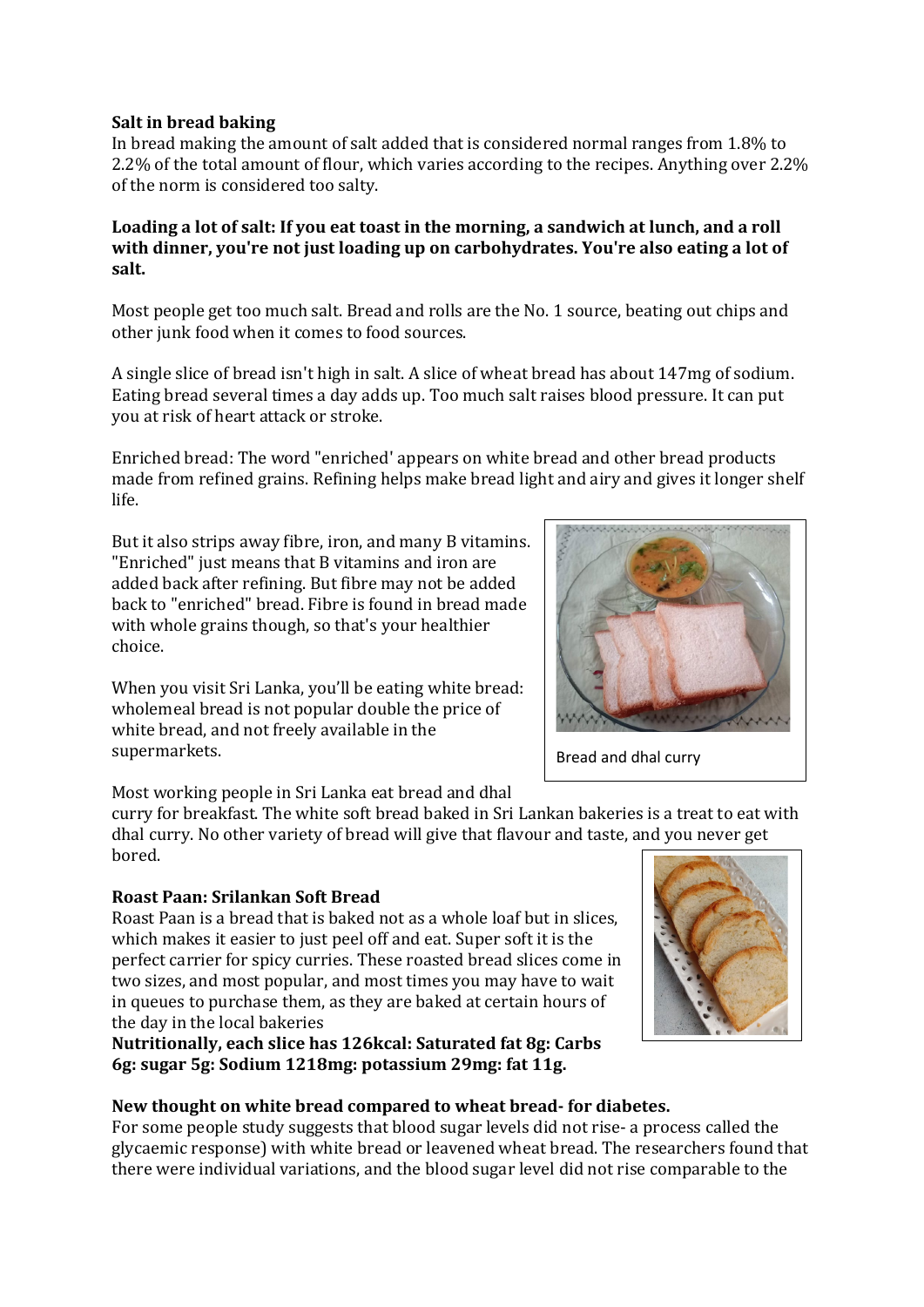**Salt in bread baking**

In bread making the amount of salt added that is considered normal ranges from 1.8% to 2.2% of the total amount of flour, which varies according to the recipes. Anything over 2.2% of the norm is considered too salty.

**Loading a lot of salt: If you eat toast in the morning, a sandwich at lunch, and a roll with dinner, you're not just loading up on carbohydrates. You're also eating a lot of salt.**

Most people get too much salt. Bread and rolls are the No. 1 source, beating out chips and other junk food when it comes to food sources.

A single slice of bread isn't high in salt. A slice of wheat bread has about 147mg of sodium. Eating bread several times a day adds up. Too much salt raises blood pressure. It can put you at risk of heart attack or stroke.

Enriched bread: The word "enriched' appears on white bread and other bread products made from refined grains. Refining helps make bread light and airy and gives it longer shelf life.

But it also strips away fibre, iron, and many B vitamins. "Enriched" just means that B vitamins and iron are added back after refining. But fibre may not be added back to "enriched" bread. Fibre is found in bread made with whole grains though, so that's your healthier choice.

When you visit Sri Lanka, you'll be eating white bread: wholemeal bread is not popular double the price of white bread, and not freely available in the supermarkets.

Bread and dhal curry

Most working people in Sri Lanka eat bread and dhal curry for breakfast. The white soft bread baked in Sri Lankan bakeries is a treat to eat with dhal curry. No other variety of bread will give that flavour and taste, and you never get bored.

**Roast Paan: Srilankan Soft Bread**

Roast Paan is a bread that is baked not as a whole loaf but in slices, which makes it easier to just peel off and eat. Super soft it is the perfect carrier for spicy curries. These roasted bread slices come in two sizes, and most popular, and most times you may have to wait in queues to purchase them, as they are baked at certain hours of the day in the local bakeries

**Nutritionally, each slice has 126kcal: Saturated fat 8g: Carbs 6g: sugar 5g: Sodium 1218mg: potassium 29mg: fat 11g.**

**New thought on white bread compared to wheat bread- for diabetes.**

For some people study suggests that blood sugar levels did not rise- a process called the glycaemic response) with white bread or leavened wheat bread. The researchers found that there were individual variations, and the blood sugar level did not rise comparable to the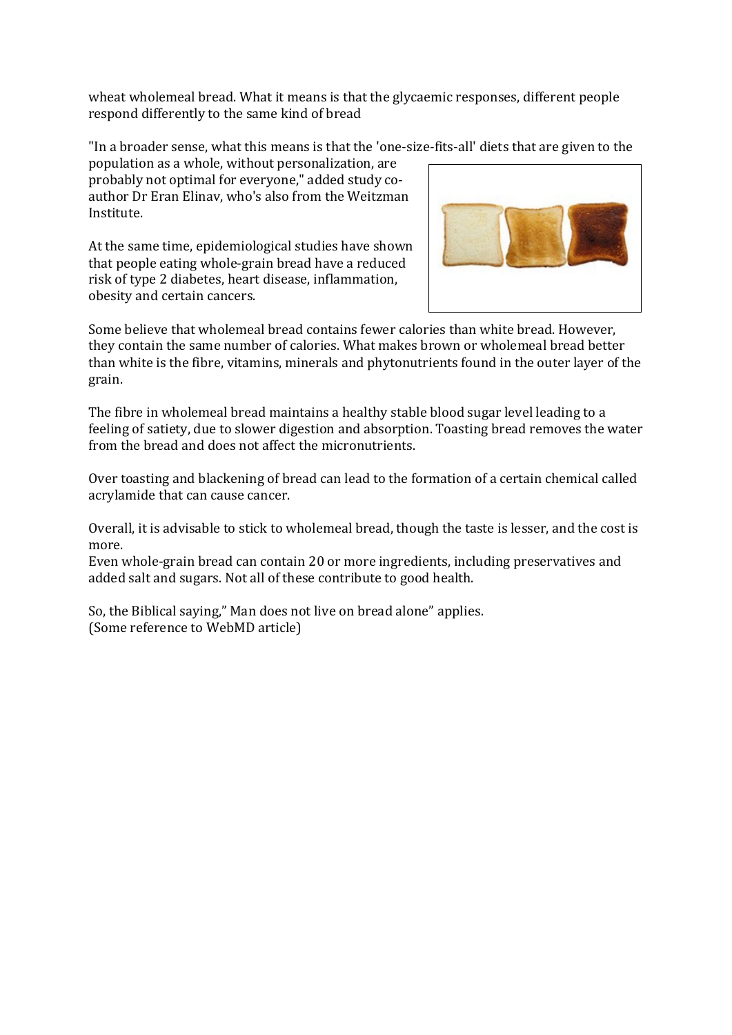wheat wholemeal bread. What it means is that the glycaemic responses, different people respond differently to the same kind of bread

"In a broader sense, what this means is that the 'one-size-fits-all' diets that are given to the population as a whole, without personalization, are probably not optimal for everyone," added study co-author Dr Eran Elinav, who's also from the Weitzman Institute.

At the same time, epidemiological studies have shown that people eating whole-grain bread have a reduced risk of type 2 diabetes, heart disease, inflammation, obesity and certain cancers.

Some believe that wholemeal bread contains fewer calories than white bread. However, they contain the same number of calories. What makes brown or wholemeal bread better than white is the fibre, vitamins, minerals and phytonutrients found in the outer layer of the grain.

The fibre in wholemeal bread maintains a healthy stable blood sugar level leading to a feeling of satiety, due to slower digestion and absorption. Toasting bread removes the water from the bread and does not affect the micronutrients.

Over toasting and blackening of bread can lead to the formation of a certain chemical called acrylamide that can cause cancer.

Overall, it is advisable to stick to wholemeal bread, though the taste is lesser, and the cost is more.
Even whole-grain bread can contain 20 or more ingredients, including preservatives and added salt and sugars. Not all of these contribute to good health.

So, the Biblical saying," Man does not live on bread alone" applies.
(Some reference to WebMD article)